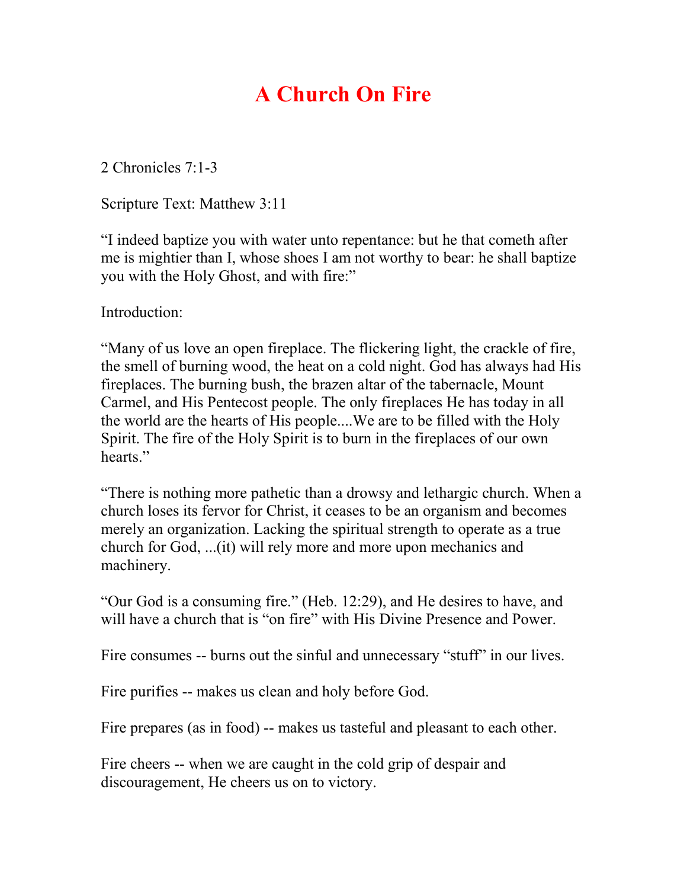# A Church On Fire

2 Chronicles 7:1-3

Scripture Text: Matthew 3:11

"I indeed baptize you with water unto repentance: but he that cometh after me is mightier than I, whose shoes I am not worthy to bear: he shall baptize you with the Holy Ghost, and with fire:"

Introduction:

"Many of us love an open fireplace. The flickering light, the crackle of fire, the smell of burning wood, the heat on a cold night. God has always had His fireplaces. The burning bush, the brazen altar of the tabernacle, Mount Carmel, and His Pentecost people. The only fireplaces He has today in all the world are the hearts of His people....We are to be filled with the Holy Spirit. The fire of the Holy Spirit is to burn in the fireplaces of our own hearts."

"There is nothing more pathetic than a drowsy and lethargic church. When a church loses its fervor for Christ, it ceases to be an organism and becomes merely an organization. Lacking the spiritual strength to operate as a true church for God, ...(it) will rely more and more upon mechanics and machinery.

"Our God is a consuming fire." (Heb. 12:29), and He desires to have, and will have a church that is "on fire" with His Divine Presence and Power.

Fire consumes -- burns out the sinful and unnecessary "stuff" in our lives.

Fire purifies -- makes us clean and holy before God.

Fire prepares (as in food) -- makes us tasteful and pleasant to each other.

Fire cheers -- when we are caught in the cold grip of despair and discouragement, He cheers us on to victory.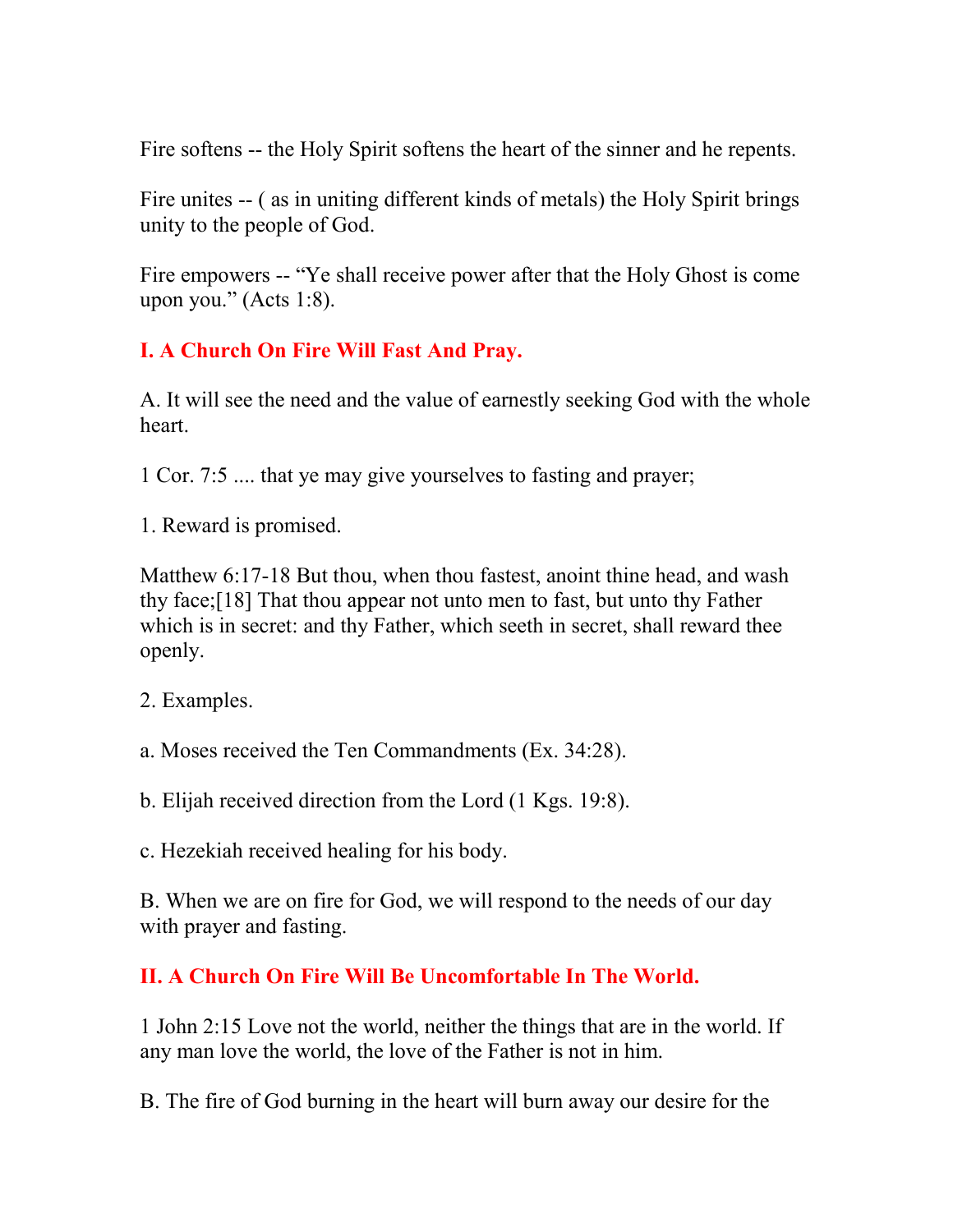Fire softens -- the Holy Spirit softens the heart of the sinner and he repents.

Fire unites -- ( as in uniting different kinds of metals) the Holy Spirit brings unity to the people of God.

Fire empowers -- "Ye shall receive power after that the Holy Ghost is come upon you." (Acts 1:8).

## I. A Church On Fire Will Fast And Pray.

A. It will see the need and the value of earnestly seeking God with the whole heart.

1 Cor. 7:5 .... that ye may give yourselves to fasting and prayer;

1. Reward is promised.

Matthew 6:17-18 But thou, when thou fastest, anoint thine head, and wash thy face;[18] That thou appear not unto men to fast, but unto thy Father which is in secret: and thy Father, which seeth in secret, shall reward thee openly.

2. Examples.

a. Moses received the Ten Commandments (Ex. 34:28).

b. Elijah received direction from the Lord (1 Kgs. 19:8).

c. Hezekiah received healing for his body.

B. When we are on fire for God, we will respond to the needs of our day with prayer and fasting.

## II. A Church On Fire Will Be Uncomfortable In The World.

1 John 2:15 Love not the world, neither the things that are in the world. If any man love the world, the love of the Father is not in him.

B. The fire of God burning in the heart will burn away our desire for the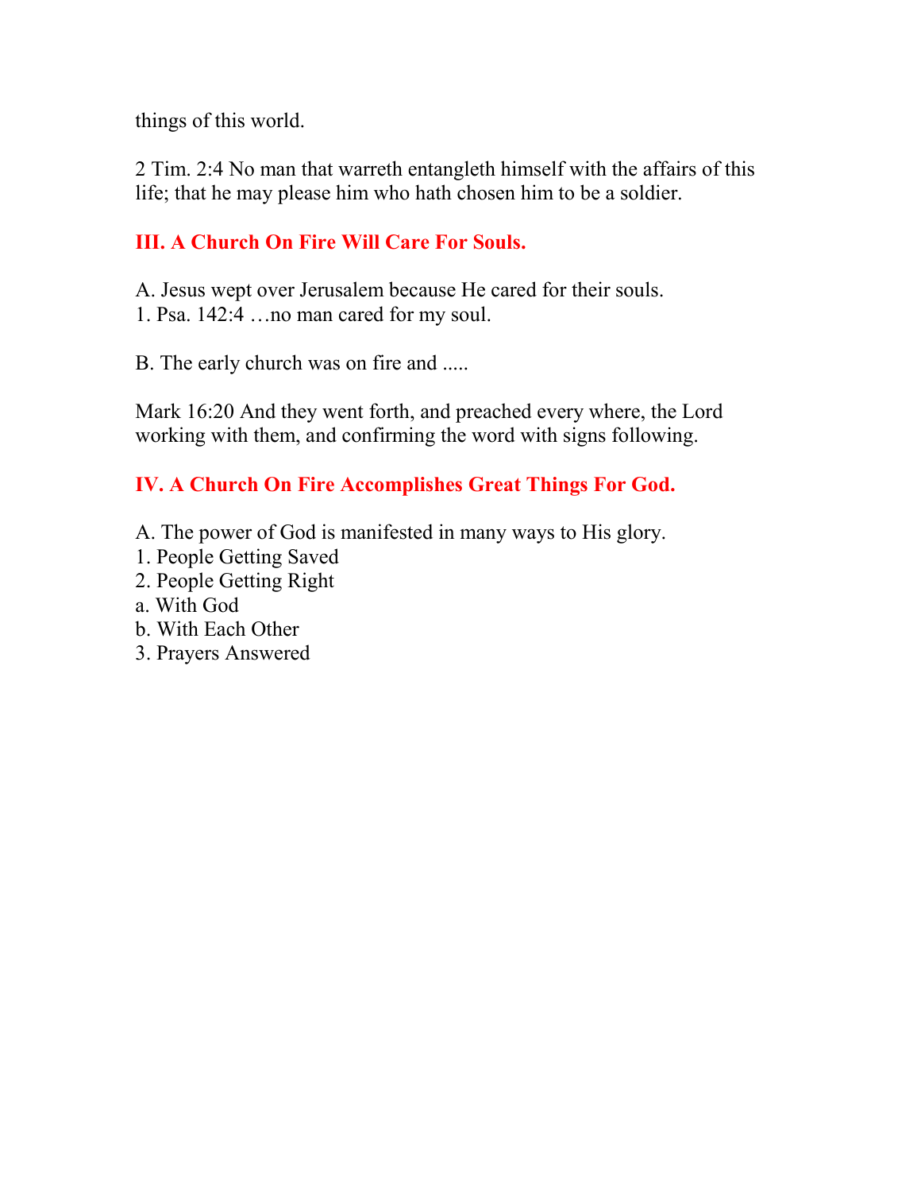things of this world.

2 Tim. 2:4 No man that warreth entangleth himself with the affairs of this life; that he may please him who hath chosen him to be a soldier.

## III. A Church On Fire Will Care For Souls.

A. Jesus wept over Jerusalem because He cared for their souls.
1. Psa. 142:4 …no man cared for my soul.

B. The early church was on fire and .....

Mark 16:20 And they went forth, and preached every where, the Lord working with them, and confirming the word with signs following.

## IV. A Church On Fire Accomplishes Great Things For God.

A. The power of God is manifested in many ways to His glory.
1. People Getting Saved
2. People Getting Right
a. With God
b. With Each Other
3. Prayers Answered